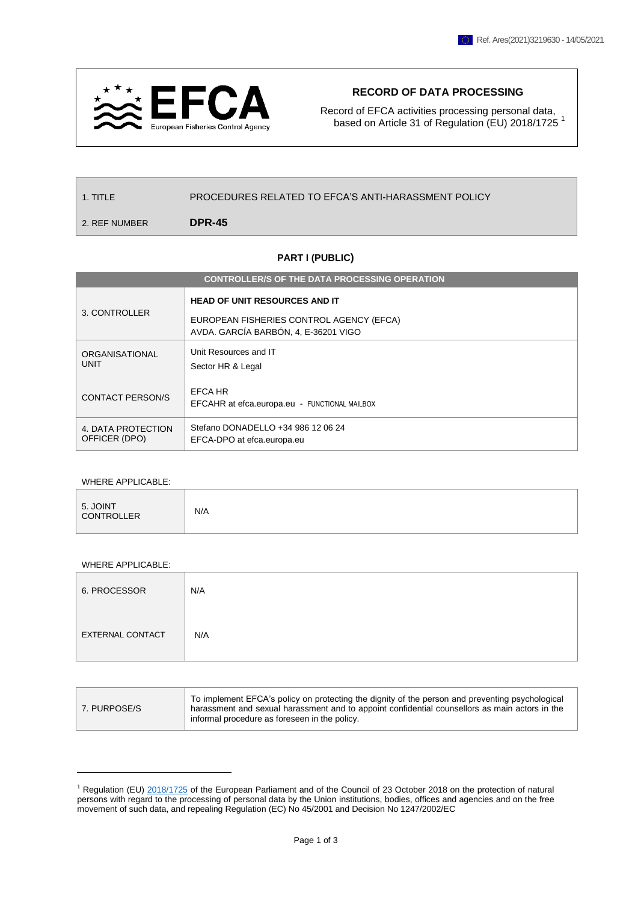Ref. Ares(2021)3219630 - 14/05/2021

# RECORD OF DATA PROCESSING

Record of EFCA activities processing personal data, based on Article 31 of Regulation (EU) 2018/1725 [1]

| 1. TITLE | PROCEDURES RELATED TO EFCA'S ANTI-HARASSMENT POLICY |
| --- | --- |
| 2. REF NUMBER | **DPR-45** |

## PART I (PUBLIC)

| CONTROLLER/S OF THE DATA PROCESSING OPERATION | |
| --- | --- |
| 3. CONTROLLER | **HEAD OF UNIT RESOURCES AND IT**<br>EUROPEAN FISHERIES CONTROL AGENCY (EFCA)<br>AVDA. GARCÍA BARBÓN, 4, E-36201 VIGO |
| ORGANISATIONAL UNIT | Unit Resources and IT<br>Sector HR & Legal |
| CONTACT PERSON/S | EFCA HR<br>EFCAHR at efca.europa.eu - FUNCTIONAL MAILBOX |
| 4. DATA PROTECTION OFFICER (DPO) | Stefano DONADELLO +34 986 12 06 24<br>EFCA-DPO at efca.europa.eu |

WHERE APPLICABLE:

| 5. JOINT CONTROLLER | N/A |
| --- | --- |

WHERE APPLICABLE:

| 6. PROCESSOR | N/A |
| --- | --- |
| EXTERNAL CONTACT | N/A |

| 7. PURPOSE/S | To implement EFCA's policy on protecting the dignity of the person and preventing psychological harassment and sexual harassment and to appoint confidential counsellors as main actors in the informal procedure as foreseen in the policy. |
| --- | --- |

[1] Regulation (EU) 2018/1725 of the European Parliament and of the Council of 23 October 2018 on the protection of natural persons with regard to the processing of personal data by the Union institutions, bodies, offices and agencies and on the free movement of such data, and repealing Regulation (EC) No 45/2001 and Decision No 1247/2002/EC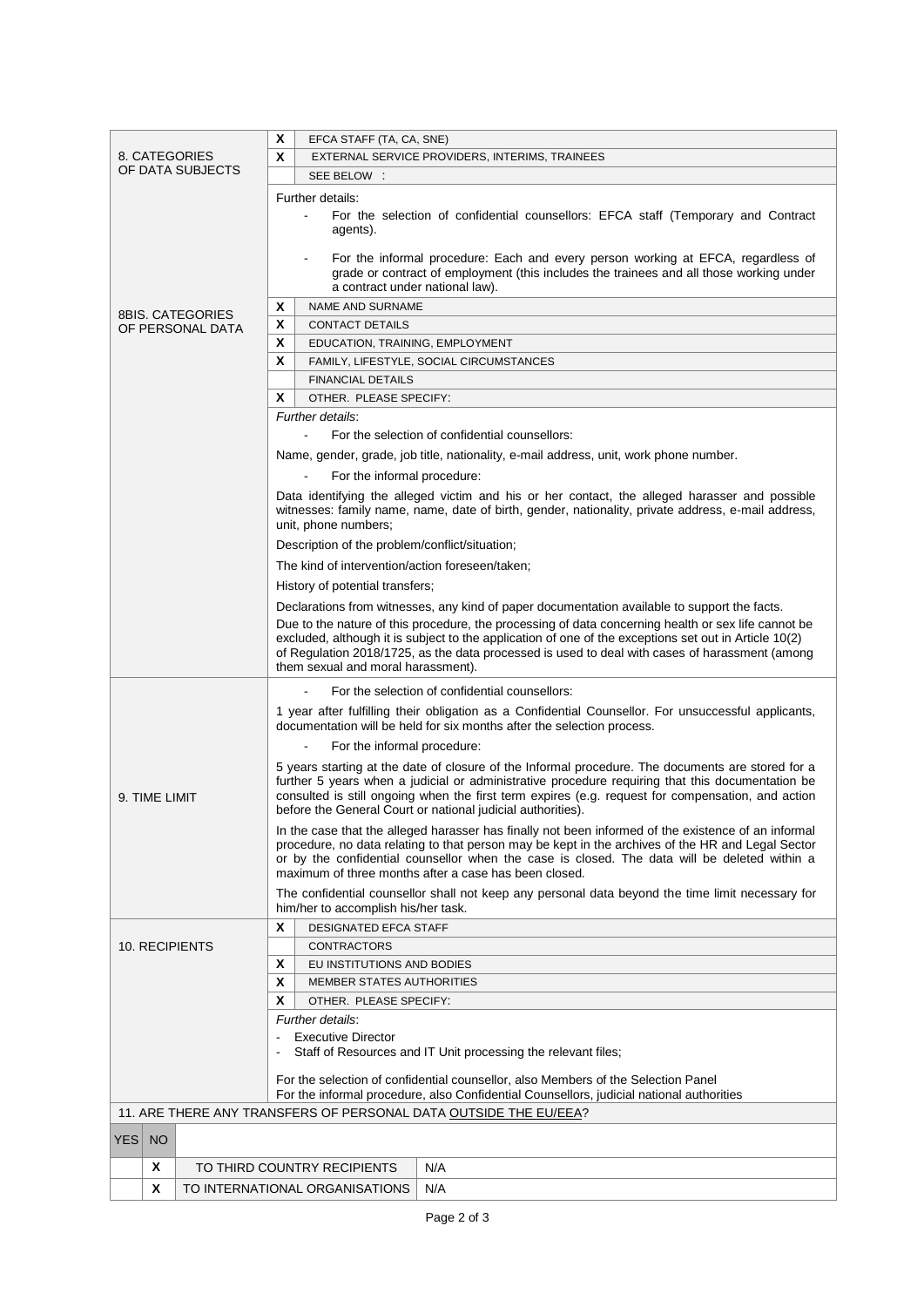| | | |
|---|---|---|
| 8. CATEGORIES OF DATA SUBJECTS | X | EFCA STAFF (TA, CA, SNE) |
| | X | EXTERNAL SERVICE PROVIDERS, INTERIMS, TRAINEES |
| | | SEE BELOW : |
| | Further details:<br>- For the selection of confidential counsellors: EFCA staff (Temporary and Contract agents).<br>- For the informal procedure: Each and every person working at EFCA, regardless of grade or contract of employment (this includes the trainees and all those working under a contract under national law). | |
| 8BIS. CATEGORIES OF PERSONAL DATA | X | NAME AND SURNAME |
| | X | CONTACT DETAILS |
| | X | EDUCATION, TRAINING, EMPLOYMENT |
| | X | FAMILY, LIFESTYLE, SOCIAL CIRCUMSTANCES |
| | | FINANCIAL DETAILS |
| | X | OTHER. PLEASE SPECIFY: |
| | *Further details*:<br>- For the selection of confidential counsellors:<br>Name, gender, grade, job title, nationality, e-mail address, unit, work phone number.<br>- For the informal procedure:<br>Data identifying the alleged victim and his or her contact, the alleged harasser and possible witnesses: family name, name, date of birth, gender, nationality, private address, e-mail address, unit, phone numbers;<br>Description of the problem/conflict/situation;<br>The kind of intervention/action foreseen/taken;<br>History of potential transfers;<br>Declarations from witnesses, any kind of paper documentation available to support the facts.<br>Due to the nature of this procedure, the processing of data concerning health or sex life cannot be excluded, although it is subject to the application of one of the exceptions set out in Article 10(2) of Regulation 2018/1725, as the data processed is used to deal with cases of harassment (among them sexual and moral harassment). | |
| 9. TIME LIMIT | - For the selection of confidential counsellors:<br>1 year after fulfilling their obligation as a Confidential Counsellor. For unsuccessful applicants, documentation will be held for six months after the selection process.<br>- For the informal procedure:<br>5 years starting at the date of closure of the Informal procedure. The documents are stored for a further 5 years when a judicial or administrative procedure requiring that this documentation be consulted is still ongoing when the first term expires (e.g. request for compensation, and action before the General Court or national judicial authorities).<br>In the case that the alleged harasser has finally not been informed of the existence of an informal procedure, no data relating to that person may be kept in the archives of the HR and Legal Sector or by the confidential counsellor when the case is closed. The data will be deleted within a maximum of three months after a case has been closed.<br>The confidential counsellor shall not keep any personal data beyond the time limit necessary for him/her to accomplish his/her task. | |
| 10. RECIPIENTS | X | DESIGNATED EFCA STAFF |
| | | CONTRACTORS |
| | X | EU INSTITUTIONS AND BODIES |
| | X | MEMBER STATES AUTHORITIES |
| | X | OTHER. PLEASE SPECIFY: |
| | *Further details*:<br>- Executive Director<br>- Staff of Resources and IT Unit processing the relevant files;<br>For the selection of confidential counsellor, also Members of the Selection Panel<br>For the informal procedure, also Confidential Counsellors, judicial national authorities | |

11. ARE THERE ANY TRANSFERS OF PERSONAL DATA OUTSIDE THE EU/EEA?

| YES | NO | | |
|---|---|---|---|
| | X | TO THIRD COUNTRY RECIPIENTS | N/A |
| | X | TO INTERNATIONAL ORGANISATIONS | N/A |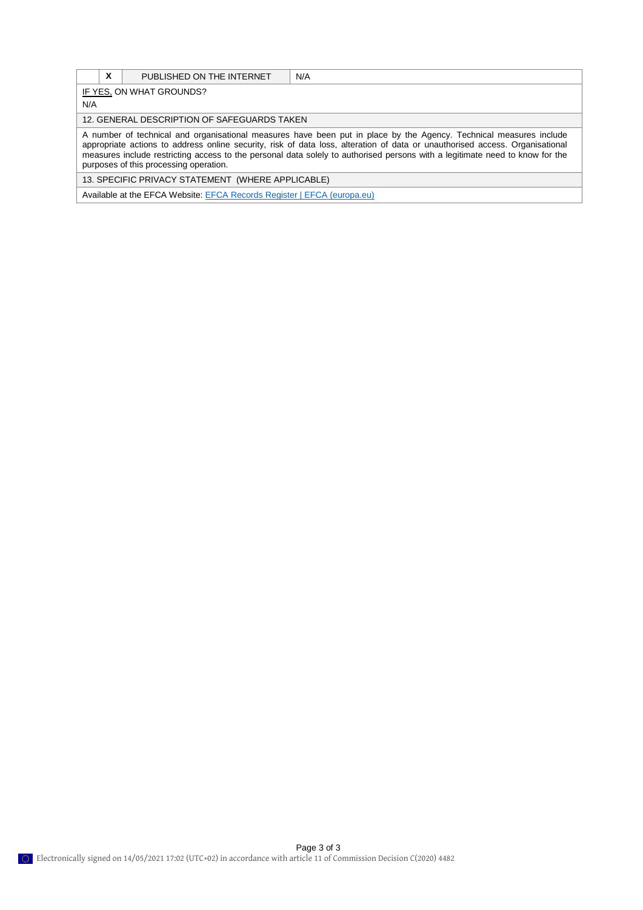| | | | |
|---|---|---|---|
| | **X** | PUBLISHED ON THE INTERNET | N/A |

IF YES, ON WHAT GROUNDS?

N/A

12. GENERAL DESCRIPTION OF SAFEGUARDS TAKEN

A number of technical and organisational measures have been put in place by the Agency. Technical measures include appropriate actions to address online security, risk of data loss, alteration of data or unauthorised access. Organisational measures include restricting access to the personal data solely to authorised persons with a legitimate need to know for the purposes of this processing operation.

13. SPECIFIC PRIVACY STATEMENT (WHERE APPLICABLE)

Available at the EFCA Website: EFCA Records Register | EFCA (europa.eu)

Electronically signed on 14/05/2021 17:02 (UTC+02) in accordance with article 11 of Commission Decision C(2020) 4482